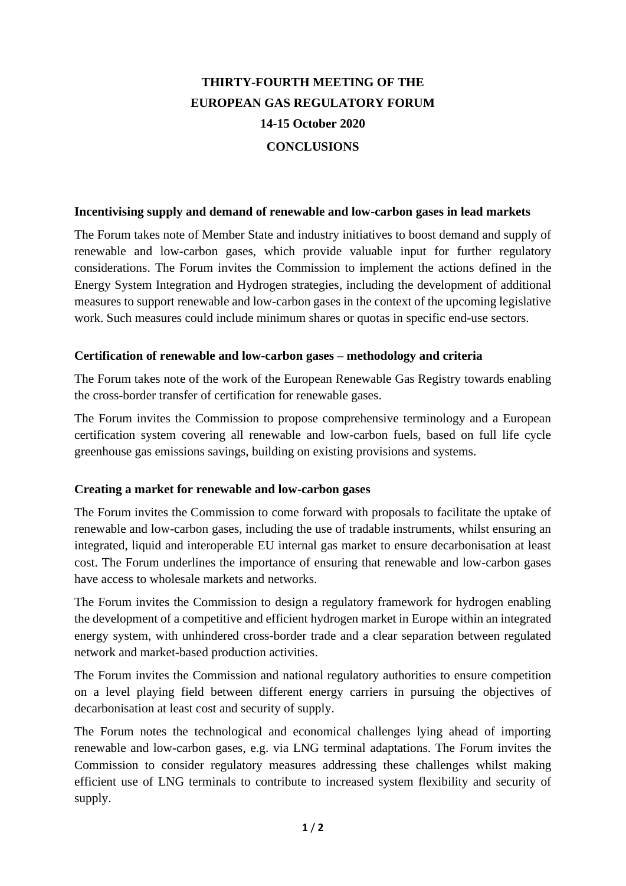# THIRTY-FOURTH MEETING OF THE EUROPEAN GAS REGULATORY FORUM

## 14-15 October 2020

## CONCLUSIONS

### Incentivising supply and demand of renewable and low-carbon gases in lead markets

The Forum takes note of Member State and industry initiatives to boost demand and supply of renewable and low-carbon gases, which provide valuable input for further regulatory considerations. The Forum invites the Commission to implement the actions defined in the Energy System Integration and Hydrogen strategies, including the development of additional measures to support renewable and low-carbon gases in the context of the upcoming legislative work. Such measures could include minimum shares or quotas in specific end-use sectors.

### Certification of renewable and low-carbon gases – methodology and criteria

The Forum takes note of the work of the European Renewable Gas Registry towards enabling the cross-border transfer of certification for renewable gases.

The Forum invites the Commission to propose comprehensive terminology and a European certification system covering all renewable and low-carbon fuels, based on full life cycle greenhouse gas emissions savings, building on existing provisions and systems.

### Creating a market for renewable and low-carbon gases

The Forum invites the Commission to come forward with proposals to facilitate the uptake of renewable and low-carbon gases, including the use of tradable instruments, whilst ensuring an integrated, liquid and interoperable EU internal gas market to ensure decarbonisation at least cost. The Forum underlines the importance of ensuring that renewable and low-carbon gases have access to wholesale markets and networks.

The Forum invites the Commission to design a regulatory framework for hydrogen enabling the development of a competitive and efficient hydrogen market in Europe within an integrated energy system, with unhindered cross-border trade and a clear separation between regulated network and market-based production activities.

The Forum invites the Commission and national regulatory authorities to ensure competition on a level playing field between different energy carriers in pursuing the objectives of decarbonisation at least cost and security of supply.

The Forum notes the technological and economical challenges lying ahead of importing renewable and low-carbon gases, e.g. via LNG terminal adaptations. The Forum invites the Commission to consider regulatory measures addressing these challenges whilst making efficient use of LNG terminals to contribute to increased system flexibility and security of supply.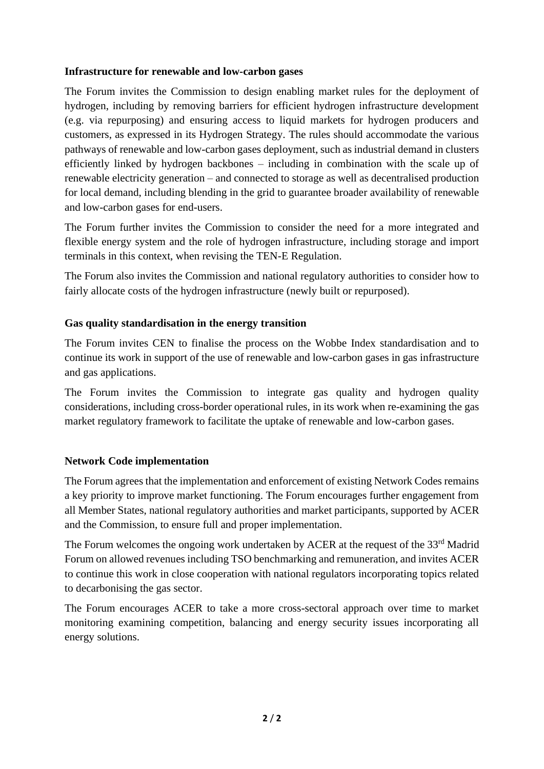**Infrastructure for renewable and low-carbon gases**

The Forum invites the Commission to design enabling market rules for the deployment of hydrogen, including by removing barriers for efficient hydrogen infrastructure development (e.g. via repurposing) and ensuring access to liquid markets for hydrogen producers and customers, as expressed in its Hydrogen Strategy. The rules should accommodate the various pathways of renewable and low-carbon gases deployment, such as industrial demand in clusters efficiently linked by hydrogen backbones – including in combination with the scale up of renewable electricity generation – and connected to storage as well as decentralised production for local demand, including blending in the grid to guarantee broader availability of renewable and low-carbon gases for end-users.

The Forum further invites the Commission to consider the need for a more integrated and flexible energy system and the role of hydrogen infrastructure, including storage and import terminals in this context, when revising the TEN-E Regulation.

The Forum also invites the Commission and national regulatory authorities to consider how to fairly allocate costs of the hydrogen infrastructure (newly built or repurposed).

**Gas quality standardisation in the energy transition**

The Forum invites CEN to finalise the process on the Wobbe Index standardisation and to continue its work in support of the use of renewable and low-carbon gases in gas infrastructure and gas applications.

The Forum invites the Commission to integrate gas quality and hydrogen quality considerations, including cross-border operational rules, in its work when re-examining the gas market regulatory framework to facilitate the uptake of renewable and low-carbon gases.

**Network Code implementation**

The Forum agrees that the implementation and enforcement of existing Network Codes remains a key priority to improve market functioning. The Forum encourages further engagement from all Member States, national regulatory authorities and market participants, supported by ACER and the Commission, to ensure full and proper implementation.

The Forum welcomes the ongoing work undertaken by ACER at the request of the 33rd Madrid Forum on allowed revenues including TSO benchmarking and remuneration, and invites ACER to continue this work in close cooperation with national regulators incorporating topics related to decarbonising the gas sector.

The Forum encourages ACER to take a more cross-sectoral approach over time to market monitoring examining competition, balancing and energy security issues incorporating all energy solutions.